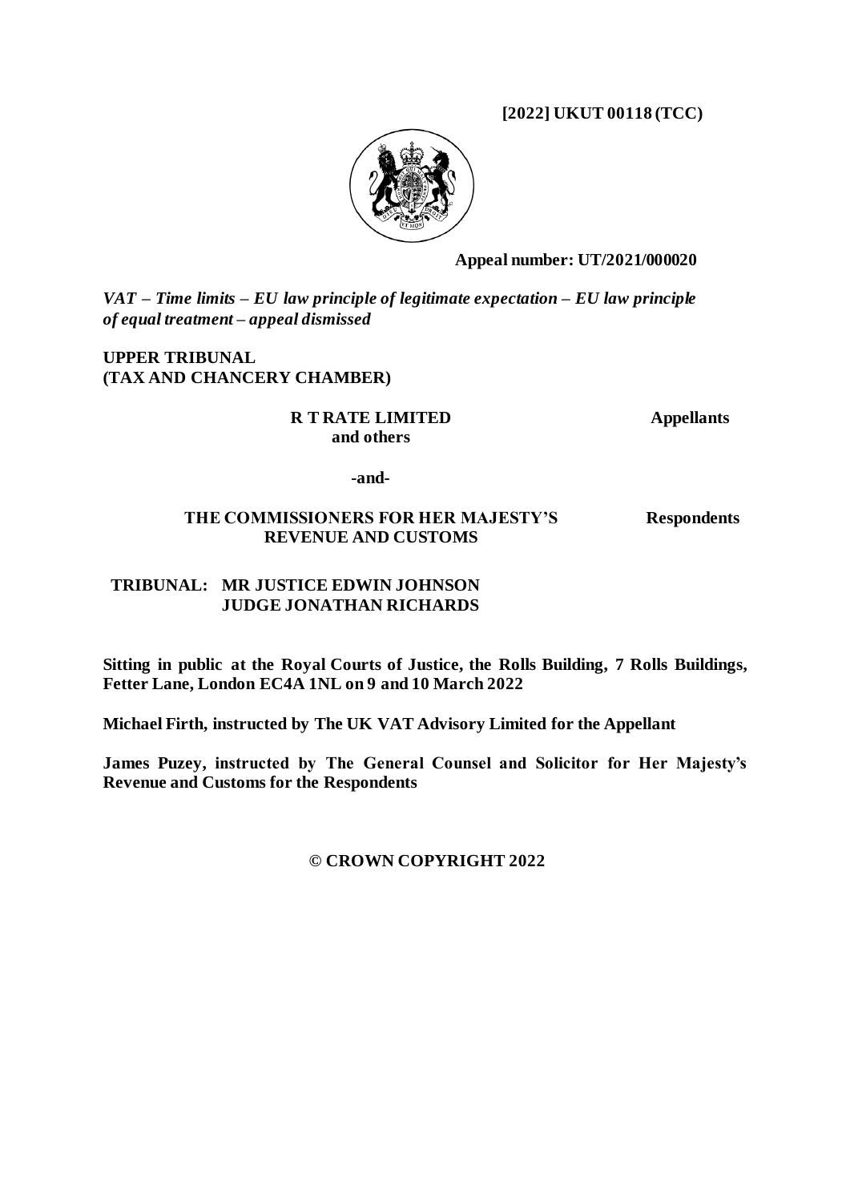**[2022] UKUT 00118 (TCC)**

**Appeal number: UT/2021/000020**

***VAT – Time limits – EU law principle of legitimate expectation – EU law principle of equal treatment – appeal dismissed***

**UPPER TRIBUNAL
(TAX AND CHANCERY CHAMBER)**

| | |
|---|---|
| **R T RATE LIMITED and others** | **Appellants** |
| **-and-** | |
| **THE COMMISSIONERS FOR HER MAJESTY'S REVENUE AND CUSTOMS** | **Respondents** |

**TRIBUNAL: MR JUSTICE EDWIN JOHNSON
JUDGE JONATHAN RICHARDS**

**Sitting in public at the Royal Courts of Justice, the Rolls Building, 7 Rolls Buildings, Fetter Lane, London EC4A 1NL on 9 and 10 March 2022**

**Michael Firth, instructed by The UK VAT Advisory Limited for the Appellant**

**James Puzey, instructed by The General Counsel and Solicitor for Her Majesty's Revenue and Customs for the Respondents**

**© CROWN COPYRIGHT 2022**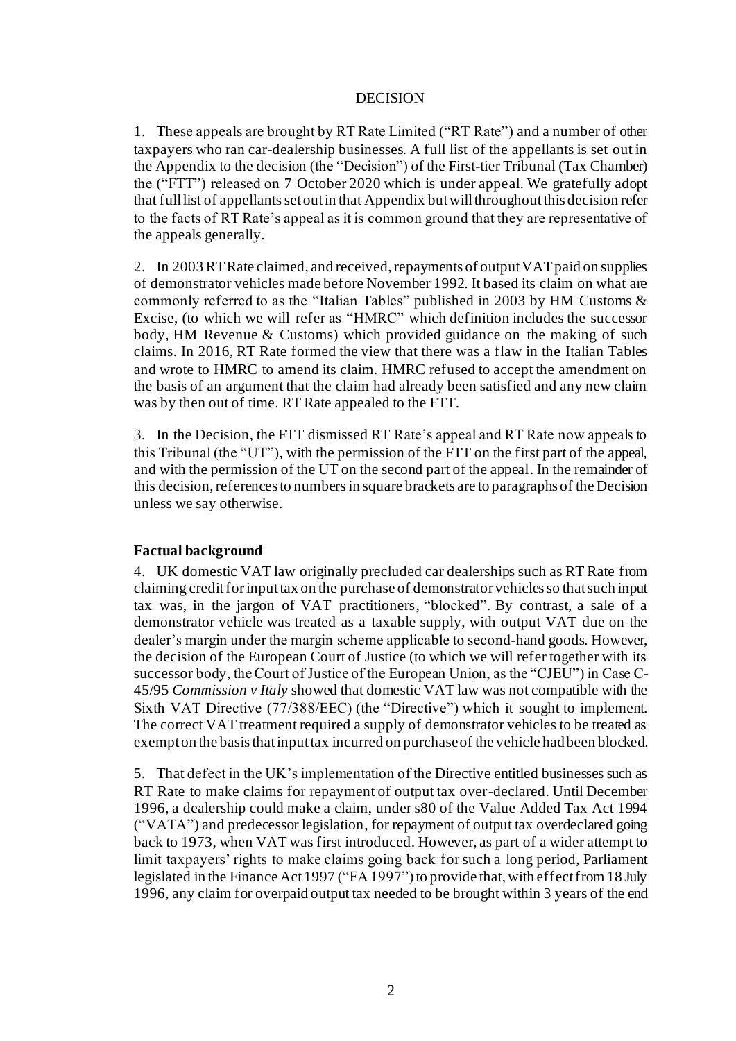DECISION

1. These appeals are brought by RT Rate Limited ("RT Rate") and a number of other taxpayers who ran car-dealership businesses. A full list of the appellants is set out in the Appendix to the decision (the "Decision") of the First-tier Tribunal (Tax Chamber) the ("FTT") released on 7 October 2020 which is under appeal. We gratefully adopt that full list of appellants set out in that Appendix but will throughout this decision refer to the facts of RT Rate's appeal as it is common ground that they are representative of the appeals generally.

2. In 2003 RT Rate claimed, and received, repayments of output VAT paid on supplies of demonstrator vehicles made before November 1992. It based its claim on what are commonly referred to as the "Italian Tables" published in 2003 by HM Customs & Excise, (to which we will refer as "HMRC" which definition includes the successor body, HM Revenue & Customs) which provided guidance on the making of such claims. In 2016, RT Rate formed the view that there was a flaw in the Italian Tables and wrote to HMRC to amend its claim. HMRC refused to accept the amendment on the basis of an argument that the claim had already been satisfied and any new claim was by then out of time. RT Rate appealed to the FTT.

3. In the Decision, the FTT dismissed RT Rate's appeal and RT Rate now appeals to this Tribunal (the "UT"), with the permission of the FTT on the first part of the appeal, and with the permission of the UT on the second part of the appeal. In the remainder of this decision, references to numbers in square brackets are to paragraphs of the Decision unless we say otherwise.

**Factual background**

4. UK domestic VAT law originally precluded car dealerships such as RT Rate from claiming credit for input tax on the purchase of demonstrator vehicles so that such input tax was, in the jargon of VAT practitioners, "blocked". By contrast, a sale of a demonstrator vehicle was treated as a taxable supply, with output VAT due on the dealer's margin under the margin scheme applicable to second-hand goods. However, the decision of the European Court of Justice (to which we will refer together with its successor body, the Court of Justice of the European Union, as the "CJEU") in Case C-45/95 *Commission v Italy* showed that domestic VAT law was not compatible with the Sixth VAT Directive (77/388/EEC) (the "Directive") which it sought to implement. The correct VAT treatment required a supply of demonstrator vehicles to be treated as exempt on the basis that input tax incurred on purchase of the vehicle had been blocked.

5. That defect in the UK's implementation of the Directive entitled businesses such as RT Rate to make claims for repayment of output tax over-declared. Until December 1996, a dealership could make a claim, under s80 of the Value Added Tax Act 1994 ("VATA") and predecessor legislation, for repayment of output tax overdeclared going back to 1973, when VAT was first introduced. However, as part of a wider attempt to limit taxpayers' rights to make claims going back for such a long period, Parliament legislated in the Finance Act 1997 ("FA 1997") to provide that, with effect from 18 July 1996, any claim for overpaid output tax needed to be brought within 3 years of the end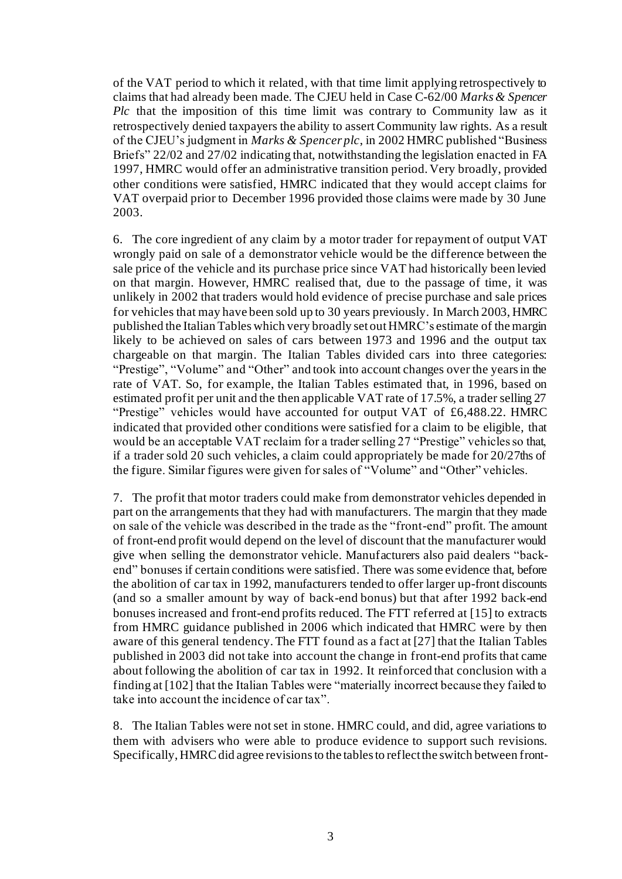of the VAT period to which it related, with that time limit applying retrospectively to claims that had already been made. The CJEU held in Case C-62/00 *Marks & Spencer Plc* that the imposition of this time limit was contrary to Community law as it retrospectively denied taxpayers the ability to assert Community law rights. As a result of the CJEU's judgment in *Marks & Spencer plc*, in 2002 HMRC published "Business Briefs" 22/02 and 27/02 indicating that, notwithstanding the legislation enacted in FA 1997, HMRC would offer an administrative transition period. Very broadly, provided other conditions were satisfied, HMRC indicated that they would accept claims for VAT overpaid prior to December 1996 provided those claims were made by 30 June 2003.

6. The core ingredient of any claim by a motor trader for repayment of output VAT wrongly paid on sale of a demonstrator vehicle would be the difference between the sale price of the vehicle and its purchase price since VAT had historically been levied on that margin. However, HMRC realised that, due to the passage of time, it was unlikely in 2002 that traders would hold evidence of precise purchase and sale prices for vehicles that may have been sold up to 30 years previously. In March 2003, HMRC published the Italian Tables which very broadly set out HMRC's estimate of the margin likely to be achieved on sales of cars between 1973 and 1996 and the output tax chargeable on that margin. The Italian Tables divided cars into three categories: "Prestige", "Volume" and "Other" and took into account changes over the years in the rate of VAT. So, for example, the Italian Tables estimated that, in 1996, based on estimated profit per unit and the then applicable VAT rate of 17.5%, a trader selling 27 "Prestige" vehicles would have accounted for output VAT of £6,488.22. HMRC indicated that provided other conditions were satisfied for a claim to be eligible, that would be an acceptable VAT reclaim for a trader selling 27 "Prestige" vehicles so that, if a trader sold 20 such vehicles, a claim could appropriately be made for 20/27ths of the figure. Similar figures were given for sales of "Volume" and "Other" vehicles.

7. The profit that motor traders could make from demonstrator vehicles depended in part on the arrangements that they had with manufacturers. The margin that they made on sale of the vehicle was described in the trade as the "front-end" profit. The amount of front-end profit would depend on the level of discount that the manufacturer would give when selling the demonstrator vehicle. Manufacturers also paid dealers "back-end" bonuses if certain conditions were satisfied. There was some evidence that, before the abolition of car tax in 1992, manufacturers tended to offer larger up-front discounts (and so a smaller amount by way of back-end bonus) but that after 1992 back-end bonuses increased and front-end profits reduced. The FTT referred at [15] to extracts from HMRC guidance published in 2006 which indicated that HMRC were by then aware of this general tendency. The FTT found as a fact at [27] that the Italian Tables published in 2003 did not take into account the change in front-end profits that came about following the abolition of car tax in 1992. It reinforced that conclusion with a finding at [102] that the Italian Tables were "materially incorrect because they failed to take into account the incidence of car tax".

8. The Italian Tables were not set in stone. HMRC could, and did, agree variations to them with advisers who were able to produce evidence to support such revisions. Specifically, HMRC did agree revisions to the tables to reflect the switch between front-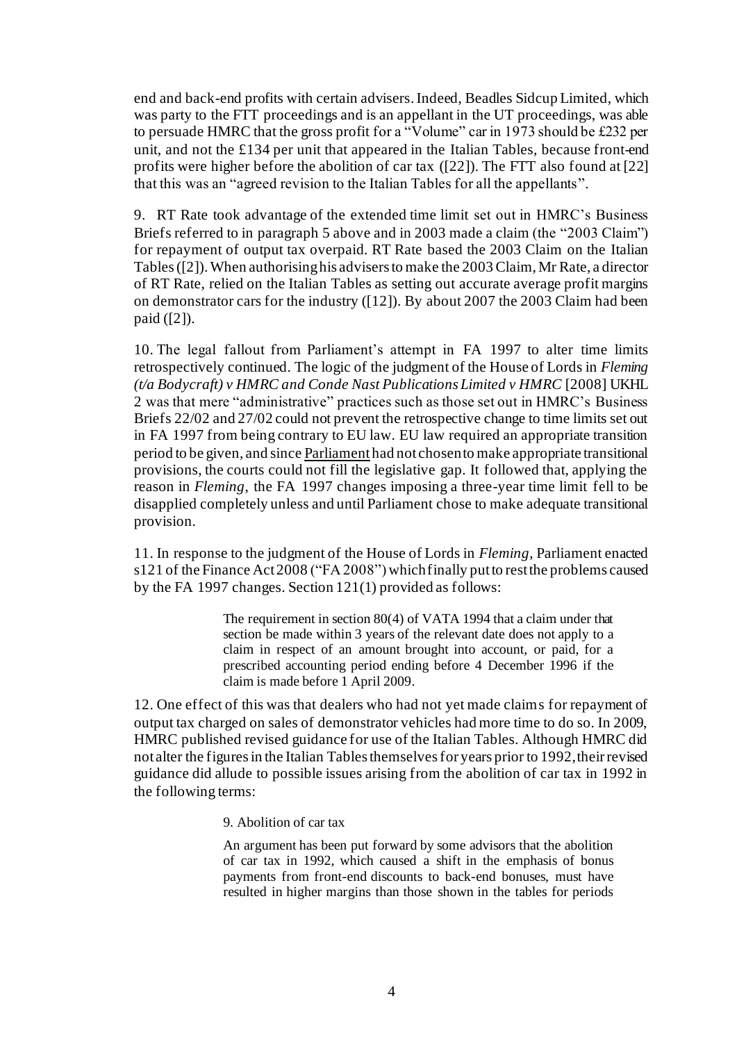end and back-end profits with certain advisers. Indeed, Beadles Sidcup Limited, which was party to the FTT proceedings and is an appellant in the UT proceedings, was able to persuade HMRC that the gross profit for a "Volume" car in 1973 should be £232 per unit, and not the £134 per unit that appeared in the Italian Tables, because front-end profits were higher before the abolition of car tax ([22]). The FTT also found at [22] that this was an "agreed revision to the Italian Tables for all the appellants".

9. RT Rate took advantage of the extended time limit set out in HMRC's Business Briefs referred to in paragraph 5 above and in 2003 made a claim (the "2003 Claim") for repayment of output tax overpaid. RT Rate based the 2003 Claim on the Italian Tables ([2]). When authorising his advisers to make the 2003 Claim, Mr Rate, a director of RT Rate, relied on the Italian Tables as setting out accurate average profit margins on demonstrator cars for the industry ([12]). By about 2007 the 2003 Claim had been paid ([2]).

10. The legal fallout from Parliament's attempt in FA 1997 to alter time limits retrospectively continued. The logic of the judgment of the House of Lords in *Fleming (t/a Bodycraft) v HMRC and Conde Nast Publications Limited v HMRC* [2008] UKHL 2 was that mere "administrative" practices such as those set out in HMRC's Business Briefs 22/02 and 27/02 could not prevent the retrospective change to time limits set out in FA 1997 from being contrary to EU law. EU law required an appropriate transition period to be given, and since Parliament had not chosen to make appropriate transitional provisions, the courts could not fill the legislative gap. It followed that, applying the reason in *Fleming*, the FA 1997 changes imposing a three-year time limit fell to be disapplied completely unless and until Parliament chose to make adequate transitional provision.

11. In response to the judgment of the House of Lords in *Fleming*, Parliament enacted s121 of the Finance Act 2008 ("FA 2008") which finally put to rest the problems caused by the FA 1997 changes. Section 121(1) provided as follows:

> The requirement in section 80(4) of VATA 1994 that a claim under that section be made within 3 years of the relevant date does not apply to a claim in respect of an amount brought into account, or paid, for a prescribed accounting period ending before 4 December 1996 if the claim is made before 1 April 2009.

12. One effect of this was that dealers who had not yet made claims for repayment of output tax charged on sales of demonstrator vehicles had more time to do so. In 2009, HMRC published revised guidance for use of the Italian Tables. Although HMRC did not alter the figures in the Italian Tables themselves for years prior to 1992, their revised guidance did allude to possible issues arising from the abolition of car tax in 1992 in the following terms:

> 9. Abolition of car tax
>
> An argument has been put forward by some advisors that the abolition of car tax in 1992, which caused a shift in the emphasis of bonus payments from front-end discounts to back-end bonuses, must have resulted in higher margins than those shown in the tables for periods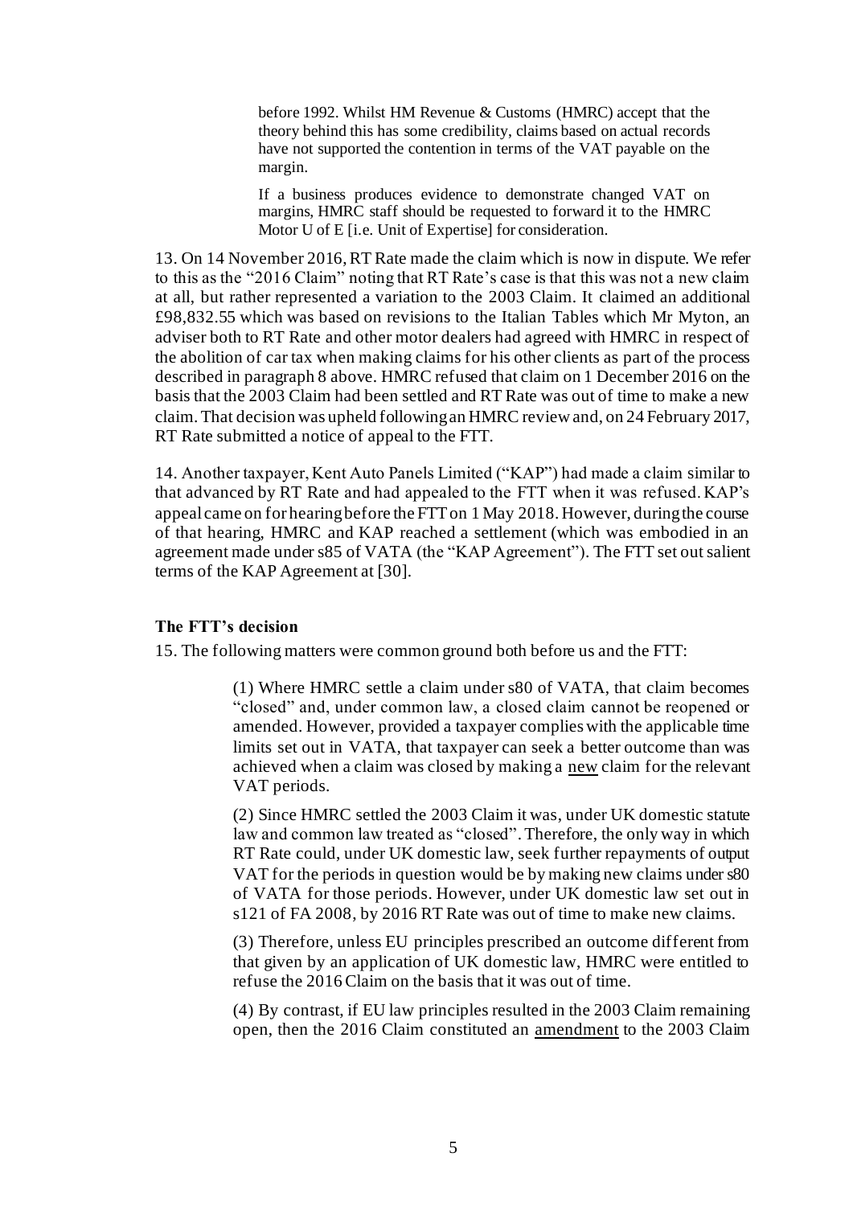> before 1992. Whilst HM Revenue & Customs (HMRC) accept that the theory behind this has some credibility, claims based on actual records have not supported the contention in terms of the VAT payable on the margin.
>
> If a business produces evidence to demonstrate changed VAT on margins, HMRC staff should be requested to forward it to the HMRC Motor U of E [i.e. Unit of Expertise] for consideration.

13. On 14 November 2016, RT Rate made the claim which is now in dispute. We refer to this as the "2016 Claim" noting that RT Rate's case is that this was not a new claim at all, but rather represented a variation to the 2003 Claim. It claimed an additional £98,832.55 which was based on revisions to the Italian Tables which Mr Myton, an adviser both to RT Rate and other motor dealers had agreed with HMRC in respect of the abolition of car tax when making claims for his other clients as part of the process described in paragraph 8 above. HMRC refused that claim on 1 December 2016 on the basis that the 2003 Claim had been settled and RT Rate was out of time to make a new claim. That decision was upheld following an HMRC review and, on 24 February 2017, RT Rate submitted a notice of appeal to the FTT.

14. Another taxpayer, Kent Auto Panels Limited ("KAP") had made a claim similar to that advanced by RT Rate and had appealed to the FTT when it was refused. KAP's appeal came on for hearing before the FTT on 1 May 2018. However, during the course of that hearing, HMRC and KAP reached a settlement (which was embodied in an agreement made under s85 of VATA (the "KAP Agreement"). The FTT set out salient terms of the KAP Agreement at [30].

### The FTT's decision

15. The following matters were common ground both before us and the FTT:

> (1) Where HMRC settle a claim under s80 of VATA, that claim becomes "closed" and, under common law, a closed claim cannot be reopened or amended. However, provided a taxpayer complies with the applicable time limits set out in VATA, that taxpayer can seek a better outcome than was achieved when a claim was closed by making a <u>new</u> claim for the relevant VAT periods.
>
> (2) Since HMRC settled the 2003 Claim it was, under UK domestic statute law and common law treated as "closed". Therefore, the only way in which RT Rate could, under UK domestic law, seek further repayments of output VAT for the periods in question would be by making new claims under s80 of VATA for those periods. However, under UK domestic law set out in s121 of FA 2008, by 2016 RT Rate was out of time to make new claims.
>
> (3) Therefore, unless EU principles prescribed an outcome different from that given by an application of UK domestic law, HMRC were entitled to refuse the 2016 Claim on the basis that it was out of time.
>
> (4) By contrast, if EU law principles resulted in the 2003 Claim remaining open, then the 2016 Claim constituted an <u>amendment</u> to the 2003 Claim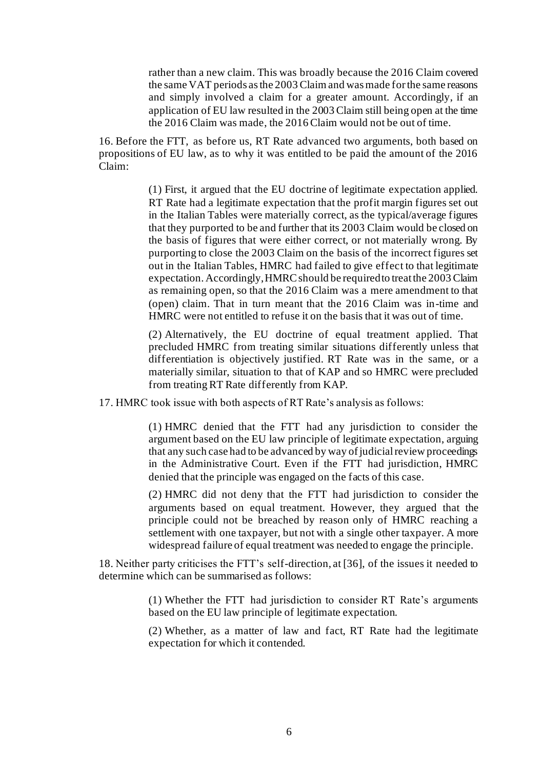rather than a new claim. This was broadly because the 2016 Claim covered the same VAT periods as the 2003 Claim and was made for the same reasons and simply involved a claim for a greater amount. Accordingly, if an application of EU law resulted in the 2003 Claim still being open at the time the 2016 Claim was made, the 2016 Claim would not be out of time.

16. Before the FTT, as before us, RT Rate advanced two arguments, both based on propositions of EU law, as to why it was entitled to be paid the amount of the 2016 Claim:

> (1) First, it argued that the EU doctrine of legitimate expectation applied. RT Rate had a legitimate expectation that the profit margin figures set out in the Italian Tables were materially correct, as the typical/average figures that they purported to be and further that its 2003 Claim would be closed on the basis of figures that were either correct, or not materially wrong. By purporting to close the 2003 Claim on the basis of the incorrect figures set out in the Italian Tables, HMRC had failed to give effect to that legitimate expectation. Accordingly, HMRC should be required to treat the 2003 Claim as remaining open, so that the 2016 Claim was a mere amendment to that (open) claim. That in turn meant that the 2016 Claim was in-time and HMRC were not entitled to refuse it on the basis that it was out of time.
>
> (2) Alternatively, the EU doctrine of equal treatment applied. That precluded HMRC from treating similar situations differently unless that differentiation is objectively justified. RT Rate was in the same, or a materially similar, situation to that of KAP and so HMRC were precluded from treating RT Rate differently from KAP.

17. HMRC took issue with both aspects of RT Rate's analysis as follows:

> (1) HMRC denied that the FTT had any jurisdiction to consider the argument based on the EU law principle of legitimate expectation, arguing that any such case had to be advanced by way of judicial review proceedings in the Administrative Court. Even if the FTT had jurisdiction, HMRC denied that the principle was engaged on the facts of this case.
>
> (2) HMRC did not deny that the FTT had jurisdiction to consider the arguments based on equal treatment. However, they argued that the principle could not be breached by reason only of HMRC reaching a settlement with one taxpayer, but not with a single other taxpayer. A more widespread failure of equal treatment was needed to engage the principle.

18. Neither party criticises the FTT's self-direction, at [36], of the issues it needed to determine which can be summarised as follows:

> (1) Whether the FTT had jurisdiction to consider RT Rate's arguments based on the EU law principle of legitimate expectation.
>
> (2) Whether, as a matter of law and fact, RT Rate had the legitimate expectation for which it contended.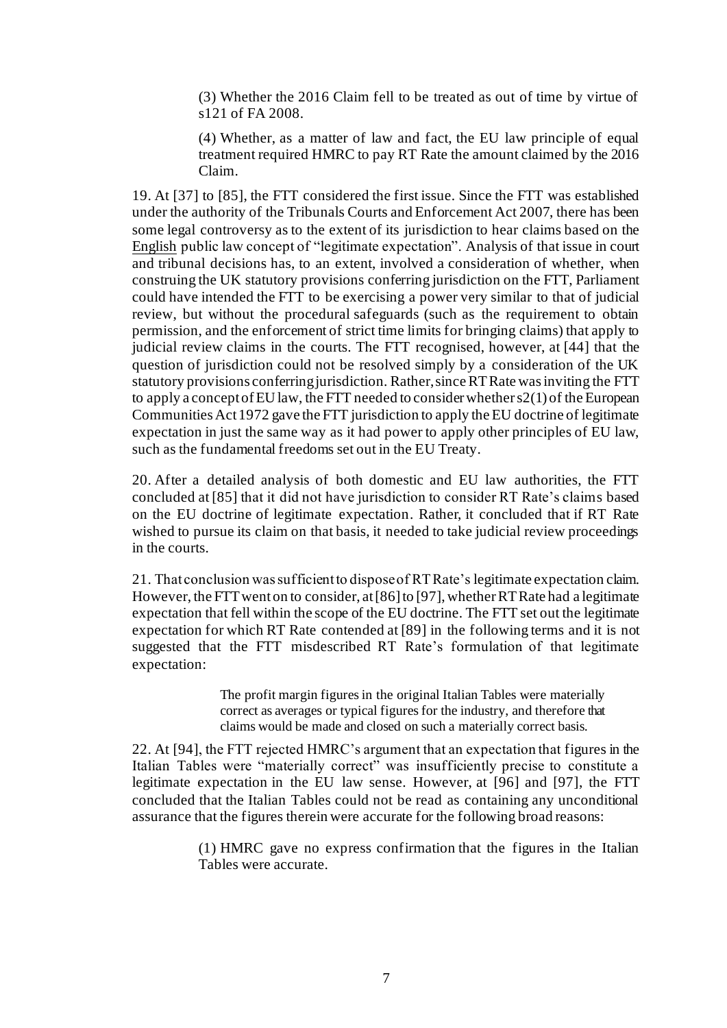(3) Whether the 2016 Claim fell to be treated as out of time by virtue of s121 of FA 2008.

(4) Whether, as a matter of law and fact, the EU law principle of equal treatment required HMRC to pay RT Rate the amount claimed by the 2016 Claim.

19. At [37] to [85], the FTT considered the first issue. Since the FTT was established under the authority of the Tribunals Courts and Enforcement Act 2007, there has been some legal controversy as to the extent of its jurisdiction to hear claims based on the English public law concept of "legitimate expectation". Analysis of that issue in court and tribunal decisions has, to an extent, involved a consideration of whether, when construing the UK statutory provisions conferring jurisdiction on the FTT, Parliament could have intended the FTT to be exercising a power very similar to that of judicial review, but without the procedural safeguards (such as the requirement to obtain permission, and the enforcement of strict time limits for bringing claims) that apply to judicial review claims in the courts. The FTT recognised, however, at [44] that the question of jurisdiction could not be resolved simply by a consideration of the UK statutory provisions conferring jurisdiction. Rather, since RT Rate was inviting the FTT to apply a concept of EU law, the FTT needed to consider whether s2(1) of the European Communities Act 1972 gave the FTT jurisdiction to apply the EU doctrine of legitimate expectation in just the same way as it had power to apply other principles of EU law, such as the fundamental freedoms set out in the EU Treaty.

20. After a detailed analysis of both domestic and EU law authorities, the FTT concluded at [85] that it did not have jurisdiction to consider RT Rate's claims based on the EU doctrine of legitimate expectation. Rather, it concluded that if RT Rate wished to pursue its claim on that basis, it needed to take judicial review proceedings in the courts.

21. That conclusion was sufficient to dispose of RT Rate's legitimate expectation claim. However, the FTT went on to consider, at [86] to [97], whether RT Rate had a legitimate expectation that fell within the scope of the EU doctrine. The FTT set out the legitimate expectation for which RT Rate contended at [89] in the following terms and it is not suggested that the FTT misdescribed RT Rate's formulation of that legitimate expectation:

> The profit margin figures in the original Italian Tables were materially correct as averages or typical figures for the industry, and therefore that claims would be made and closed on such a materially correct basis.

22. At [94], the FTT rejected HMRC's argument that an expectation that figures in the Italian Tables were "materially correct" was insufficiently precise to constitute a legitimate expectation in the EU law sense. However, at [96] and [97], the FTT concluded that the Italian Tables could not be read as containing any unconditional assurance that the figures therein were accurate for the following broad reasons:

> (1) HMRC gave no express confirmation that the figures in the Italian Tables were accurate.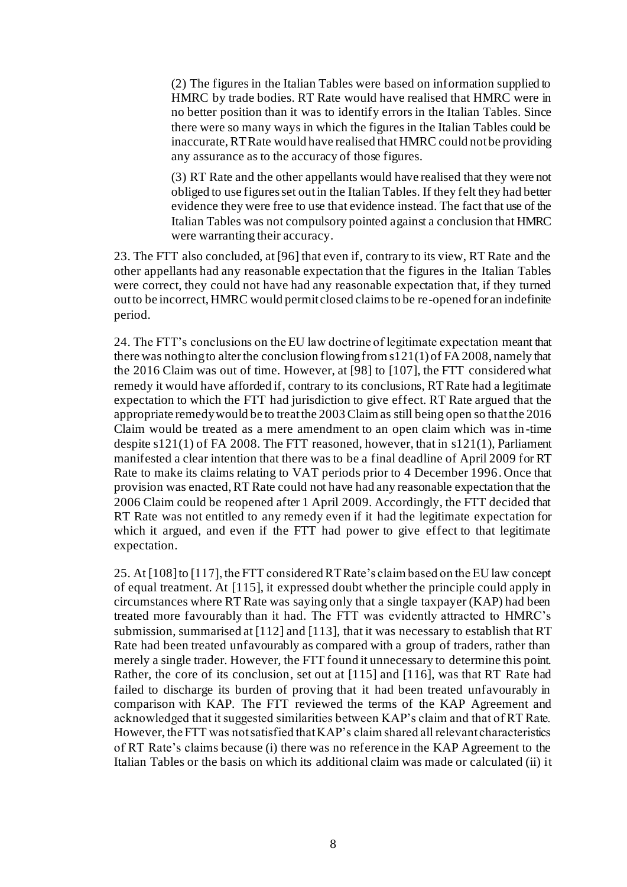(2) The figures in the Italian Tables were based on information supplied to HMRC by trade bodies. RT Rate would have realised that HMRC were in no better position than it was to identify errors in the Italian Tables. Since there were so many ways in which the figures in the Italian Tables could be inaccurate, RT Rate would have realised that HMRC could not be providing any assurance as to the accuracy of those figures.

(3) RT Rate and the other appellants would have realised that they were not obliged to use figures set out in the Italian Tables. If they felt they had better evidence they were free to use that evidence instead. The fact that use of the Italian Tables was not compulsory pointed against a conclusion that HMRC were warranting their accuracy.

23. The FTT also concluded, at [96] that even if, contrary to its view, RT Rate and the other appellants had any reasonable expectation that the figures in the Italian Tables were correct, they could not have had any reasonable expectation that, if they turned out to be incorrect, HMRC would permit closed claims to be re-opened for an indefinite period.

24. The FTT's conclusions on the EU law doctrine of legitimate expectation meant that there was nothing to alter the conclusion flowing from s121(1) of FA 2008, namely that the 2016 Claim was out of time. However, at [98] to [107], the FTT considered what remedy it would have afforded if, contrary to its conclusions, RT Rate had a legitimate expectation to which the FTT had jurisdiction to give effect. RT Rate argued that the appropriate remedy would be to treat the 2003 Claim as still being open so that the 2016 Claim would be treated as a mere amendment to an open claim which was in-time despite s121(1) of FA 2008. The FTT reasoned, however, that in s121(1), Parliament manifested a clear intention that there was to be a final deadline of April 2009 for RT Rate to make its claims relating to VAT periods prior to 4 December 1996. Once that provision was enacted, RT Rate could not have had any reasonable expectation that the 2006 Claim could be reopened after 1 April 2009. Accordingly, the FTT decided that RT Rate was not entitled to any remedy even if it had the legitimate expectation for which it argued, and even if the FTT had power to give effect to that legitimate expectation.

25. At [108] to [117], the FTT considered RT Rate's claim based on the EU law concept of equal treatment. At [115], it expressed doubt whether the principle could apply in circumstances where RT Rate was saying only that a single taxpayer (KAP) had been treated more favourably than it had. The FTT was evidently attracted to HMRC's submission, summarised at [112] and [113], that it was necessary to establish that RT Rate had been treated unfavourably as compared with a group of traders, rather than merely a single trader. However, the FTT found it unnecessary to determine this point. Rather, the core of its conclusion, set out at [115] and [116], was that RT Rate had failed to discharge its burden of proving that it had been treated unfavourably in comparison with KAP. The FTT reviewed the terms of the KAP Agreement and acknowledged that it suggested similarities between KAP's claim and that of RT Rate. However, the FTT was not satisfied that KAP's claim shared all relevant characteristics of RT Rate's claims because (i) there was no reference in the KAP Agreement to the Italian Tables or the basis on which its additional claim was made or calculated (ii) it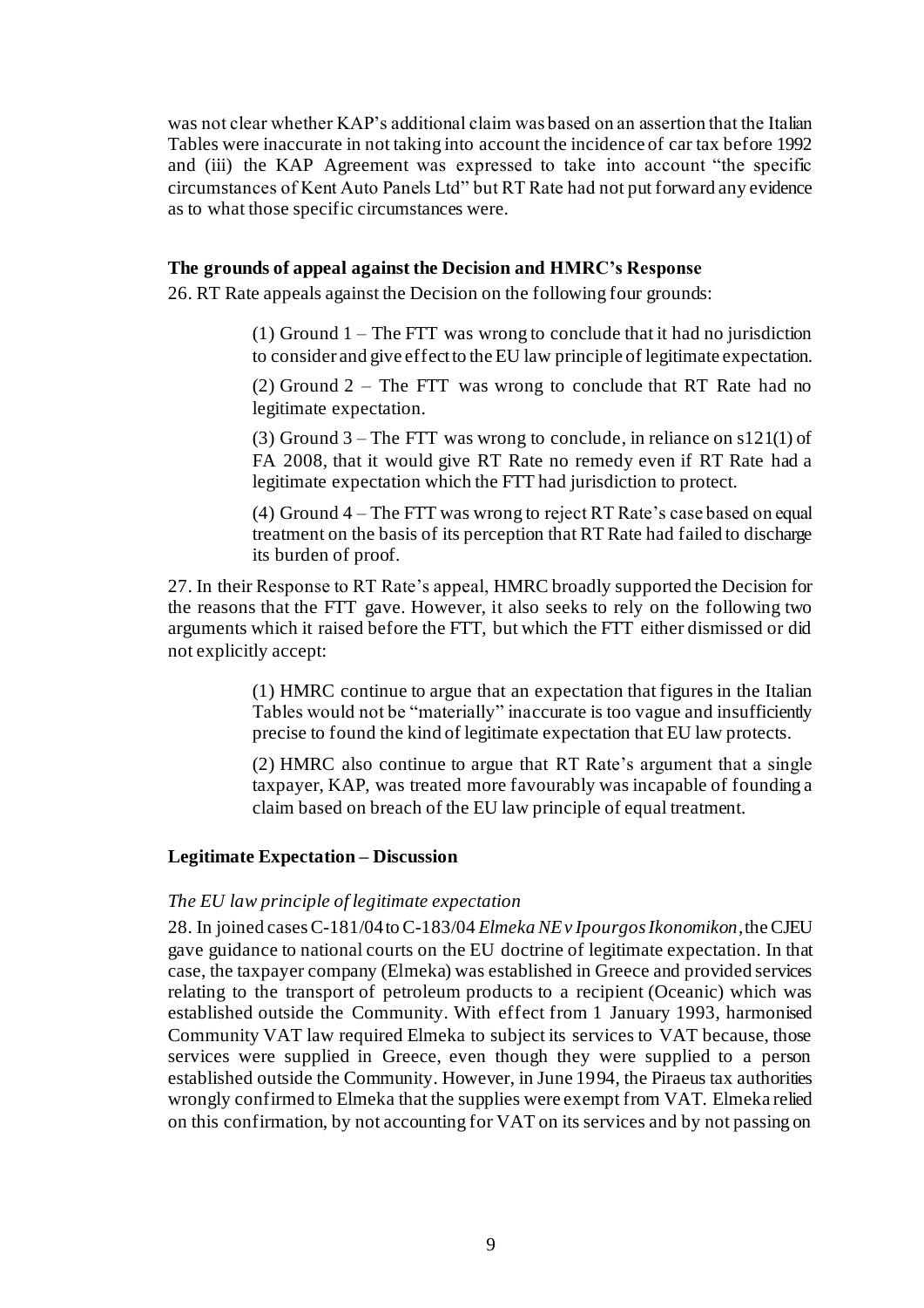was not clear whether KAP's additional claim was based on an assertion that the Italian Tables were inaccurate in not taking into account the incidence of car tax before 1992 and (iii) the KAP Agreement was expressed to take into account "the specific circumstances of Kent Auto Panels Ltd" but RT Rate had not put forward any evidence as to what those specific circumstances were.

### The grounds of appeal against the Decision and HMRC's Response

26. RT Rate appeals against the Decision on the following four grounds:

> (1) Ground 1 – The FTT was wrong to conclude that it had no jurisdiction to consider and give effect to the EU law principle of legitimate expectation.
>
> (2) Ground 2 – The FTT was wrong to conclude that RT Rate had no legitimate expectation.
>
> (3) Ground 3 – The FTT was wrong to conclude, in reliance on s121(1) of FA 2008, that it would give RT Rate no remedy even if RT Rate had a legitimate expectation which the FTT had jurisdiction to protect.
>
> (4) Ground 4 – The FTT was wrong to reject RT Rate's case based on equal treatment on the basis of its perception that RT Rate had failed to discharge its burden of proof.

27. In their Response to RT Rate's appeal, HMRC broadly supported the Decision for the reasons that the FTT gave. However, it also seeks to rely on the following two arguments which it raised before the FTT, but which the FTT either dismissed or did not explicitly accept:

> (1) HMRC continue to argue that an expectation that figures in the Italian Tables would not be "materially" inaccurate is too vague and insufficiently precise to found the kind of legitimate expectation that EU law protects.
>
> (2) HMRC also continue to argue that RT Rate's argument that a single taxpayer, KAP, was treated more favourably was incapable of founding a claim based on breach of the EU law principle of equal treatment.

### Legitimate Expectation – Discussion

#### *The EU law principle of legitimate expectation*

28. In joined cases C-181/04 to C-183/04 *Elmeka NE v Ipourgos Ikonomikon*, the CJEU gave guidance to national courts on the EU doctrine of legitimate expectation. In that case, the taxpayer company (Elmeka) was established in Greece and provided services relating to the transport of petroleum products to a recipient (Oceanic) which was established outside the Community. With effect from 1 January 1993, harmonised Community VAT law required Elmeka to subject its services to VAT because, those services were supplied in Greece, even though they were supplied to a person established outside the Community. However, in June 1994, the Piraeus tax authorities wrongly confirmed to Elmeka that the supplies were exempt from VAT. Elmeka relied on this confirmation, by not accounting for VAT on its services and by not passing on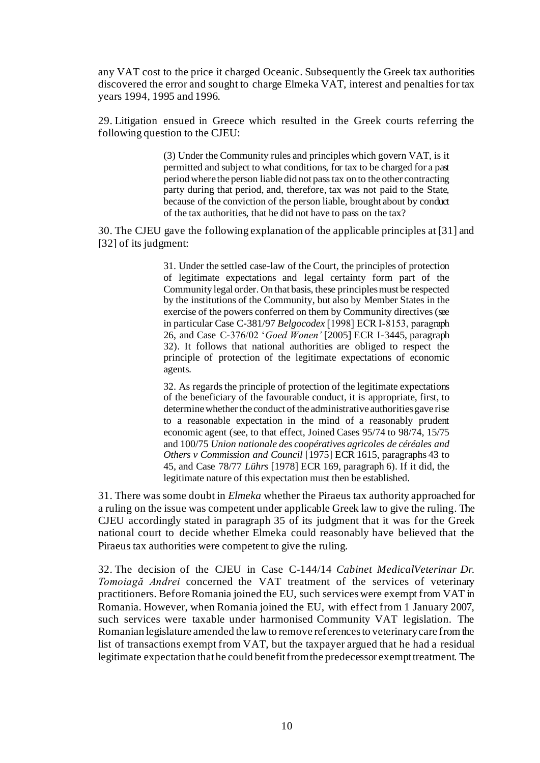any VAT cost to the price it charged Oceanic. Subsequently the Greek tax authorities discovered the error and sought to charge Elmeka VAT, interest and penalties for tax years 1994, 1995 and 1996.

29. Litigation ensued in Greece which resulted in the Greek courts referring the following question to the CJEU:

> (3) Under the Community rules and principles which govern VAT, is it permitted and subject to what conditions, for tax to be charged for a past period where the person liable did not pass tax on to the other contracting party during that period, and, therefore, tax was not paid to the State, because of the conviction of the person liable, brought about by conduct of the tax authorities, that he did not have to pass on the tax?

30. The CJEU gave the following explanation of the applicable principles at [31] and [32] of its judgment:

> 31. Under the settled case-law of the Court, the principles of protection of legitimate expectations and legal certainty form part of the Community legal order. On that basis, these principles must be respected by the institutions of the Community, but also by Member States in the exercise of the powers conferred on them by Community directives (see in particular Case C-381/97 *Belgocodex* [1998] ECR I-8153, paragraph 26, and Case C-376/02 '*Goed Wonen'* [2005] ECR I-3445, paragraph 32). It follows that national authorities are obliged to respect the principle of protection of the legitimate expectations of economic agents.
>
> 32. As regards the principle of protection of the legitimate expectations of the beneficiary of the favourable conduct, it is appropriate, first, to determine whether the conduct of the administrative authorities gave rise to a reasonable expectation in the mind of a reasonably prudent economic agent (see, to that effect, Joined Cases 95/74 to 98/74, 15/75 and 100/75 *Union nationale des coopératives agricoles de céréales and Others v Commission and Council* [1975] ECR 1615, paragraphs 43 to 45, and Case 78/77 *Lührs* [1978] ECR 169, paragraph 6). If it did, the legitimate nature of this expectation must then be established.

31. There was some doubt in *Elmeka* whether the Piraeus tax authority approached for a ruling on the issue was competent under applicable Greek law to give the ruling. The CJEU accordingly stated in paragraph 35 of its judgment that it was for the Greek national court to decide whether Elmeka could reasonably have believed that the Piraeus tax authorities were competent to give the ruling.

32. The decision of the CJEU in Case C-144/14 *Cabinet MedicalVeterinar Dr. Tomoiagă Andrei* concerned the VAT treatment of the services of veterinary practitioners. Before Romania joined the EU, such services were exempt from VAT in Romania. However, when Romania joined the EU, with effect from 1 January 2007, such services were taxable under harmonised Community VAT legislation. The Romanian legislature amended the law to remove references to veterinary care from the list of transactions exempt from VAT, but the taxpayer argued that he had a residual legitimate expectation that he could benefit from the predecessor exempt treatment. The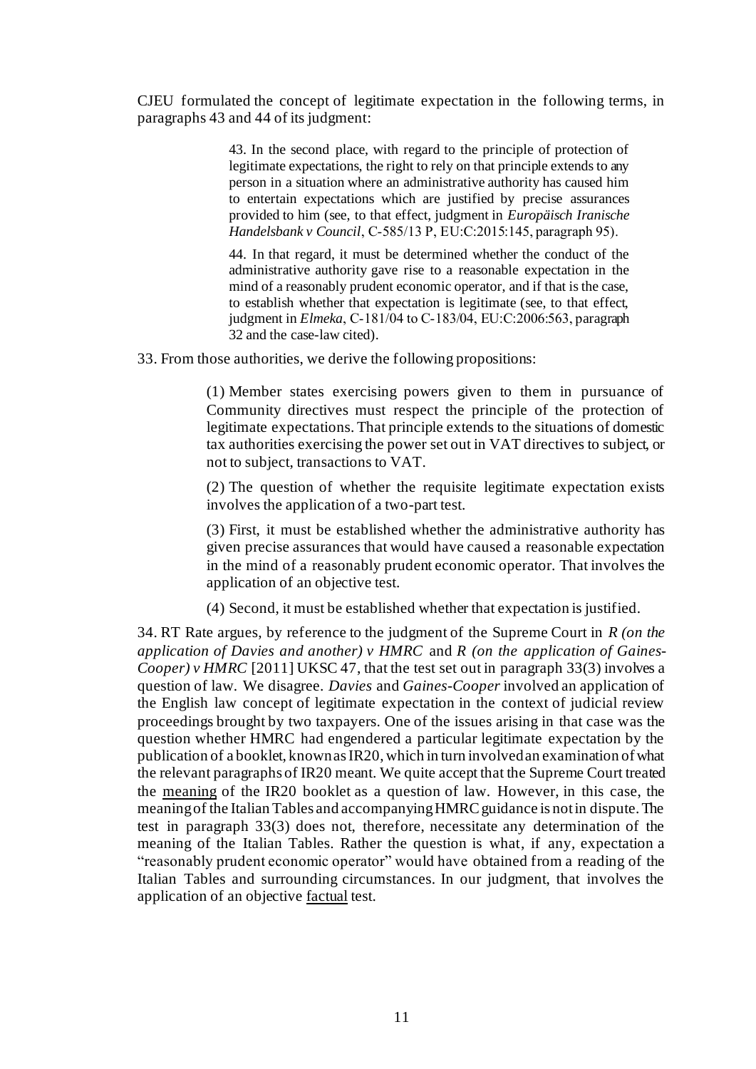CJEU formulated the concept of legitimate expectation in the following terms, in paragraphs 43 and 44 of its judgment:

> 43. In the second place, with regard to the principle of protection of legitimate expectations, the right to rely on that principle extends to any person in a situation where an administrative authority has caused him to entertain expectations which are justified by precise assurances provided to him (see, to that effect, judgment in *Europäisch Iranische Handelsbank v Council*, C-585/13 P, EU:C:2015:145, paragraph 95).
>
> 44. In that regard, it must be determined whether the conduct of the administrative authority gave rise to a reasonable expectation in the mind of a reasonably prudent economic operator, and if that is the case, to establish whether that expectation is legitimate (see, to that effect, judgment in *Elmeka*, C-181/04 to C-183/04, EU:C:2006:563, paragraph 32 and the case-law cited).

33. From those authorities, we derive the following propositions:

> (1) Member states exercising powers given to them in pursuance of Community directives must respect the principle of the protection of legitimate expectations. That principle extends to the situations of domestic tax authorities exercising the power set out in VAT directives to subject, or not to subject, transactions to VAT.
>
> (2) The question of whether the requisite legitimate expectation exists involves the application of a two-part test.
>
> (3) First, it must be established whether the administrative authority has given precise assurances that would have caused a reasonable expectation in the mind of a reasonably prudent economic operator. That involves the application of an objective test.
>
> (4) Second, it must be established whether that expectation is justified.

34. RT Rate argues, by reference to the judgment of the Supreme Court in *R (on the application of Davies and another) v HMRC* and *R (on the application of Gaines-Cooper) v HMRC* [2011] UKSC 47, that the test set out in paragraph 33(3) involves a question of law. We disagree. *Davies* and *Gaines-Cooper* involved an application of the English law concept of legitimate expectation in the context of judicial review proceedings brought by two taxpayers. One of the issues arising in that case was the question whether HMRC had engendered a particular legitimate expectation by the publication of a booklet, known as IR20, which in turn involved an examination of what the relevant paragraphs of IR20 meant. We quite accept that the Supreme Court treated the <u>meaning</u> of the IR20 booklet as a question of law. However, in this case, the meaning of the Italian Tables and accompanying HMRC guidance is not in dispute. The test in paragraph 33(3) does not, therefore, necessitate any determination of the meaning of the Italian Tables. Rather the question is what, if any, expectation a "reasonably prudent economic operator" would have obtained from a reading of the Italian Tables and surrounding circumstances. In our judgment, that involves the application of an objective <u>factual</u> test.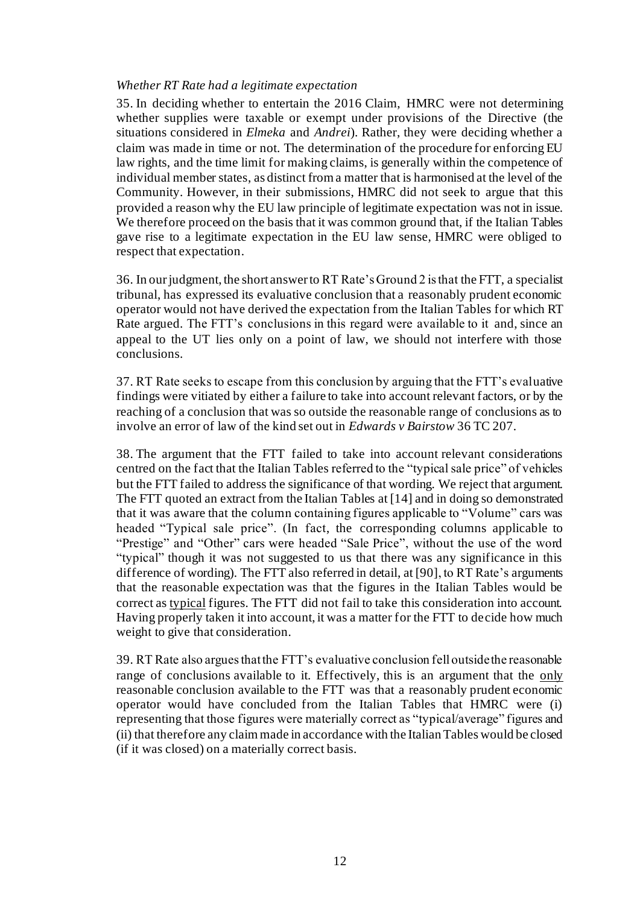*Whether RT Rate had a legitimate expectation*

35. In deciding whether to entertain the 2016 Claim, HMRC were not determining whether supplies were taxable or exempt under provisions of the Directive (the situations considered in *Elmeka* and *Andrei*). Rather, they were deciding whether a claim was made in time or not. The determination of the procedure for enforcing EU law rights, and the time limit for making claims, is generally within the competence of individual member states, as distinct from a matter that is harmonised at the level of the Community. However, in their submissions, HMRC did not seek to argue that this provided a reason why the EU law principle of legitimate expectation was not in issue. We therefore proceed on the basis that it was common ground that, if the Italian Tables gave rise to a legitimate expectation in the EU law sense, HMRC were obliged to respect that expectation.

36. In our judgment, the short answer to RT Rate's Ground 2 is that the FTT, a specialist tribunal, has expressed its evaluative conclusion that a reasonably prudent economic operator would not have derived the expectation from the Italian Tables for which RT Rate argued. The FTT's conclusions in this regard were available to it and, since an appeal to the UT lies only on a point of law, we should not interfere with those conclusions.

37. RT Rate seeks to escape from this conclusion by arguing that the FTT's evaluative findings were vitiated by either a failure to take into account relevant factors, or by the reaching of a conclusion that was so outside the reasonable range of conclusions as to involve an error of law of the kind set out in *Edwards v Bairstow* 36 TC 207.

38. The argument that the FTT failed to take into account relevant considerations centred on the fact that the Italian Tables referred to the "typical sale price" of vehicles but the FTT failed to address the significance of that wording. We reject that argument. The FTT quoted an extract from the Italian Tables at [14] and in doing so demonstrated that it was aware that the column containing figures applicable to "Volume" cars was headed "Typical sale price". (In fact, the corresponding columns applicable to "Prestige" and "Other" cars were headed "Sale Price", without the use of the word "typical" though it was not suggested to us that there was any significance in this difference of wording). The FTT also referred in detail, at [90], to RT Rate's arguments that the reasonable expectation was that the figures in the Italian Tables would be correct as <u>typical</u> figures. The FTT did not fail to take this consideration into account. Having properly taken it into account, it was a matter for the FTT to decide how much weight to give that consideration.

39. RT Rate also argues that the FTT's evaluative conclusion fell outside the reasonable range of conclusions available to it. Effectively, this is an argument that the <u>only</u> reasonable conclusion available to the FTT was that a reasonably prudent economic operator would have concluded from the Italian Tables that HMRC were (i) representing that those figures were materially correct as "typical/average" figures and (ii) that therefore any claim made in accordance with the Italian Tables would be closed (if it was closed) on a materially correct basis.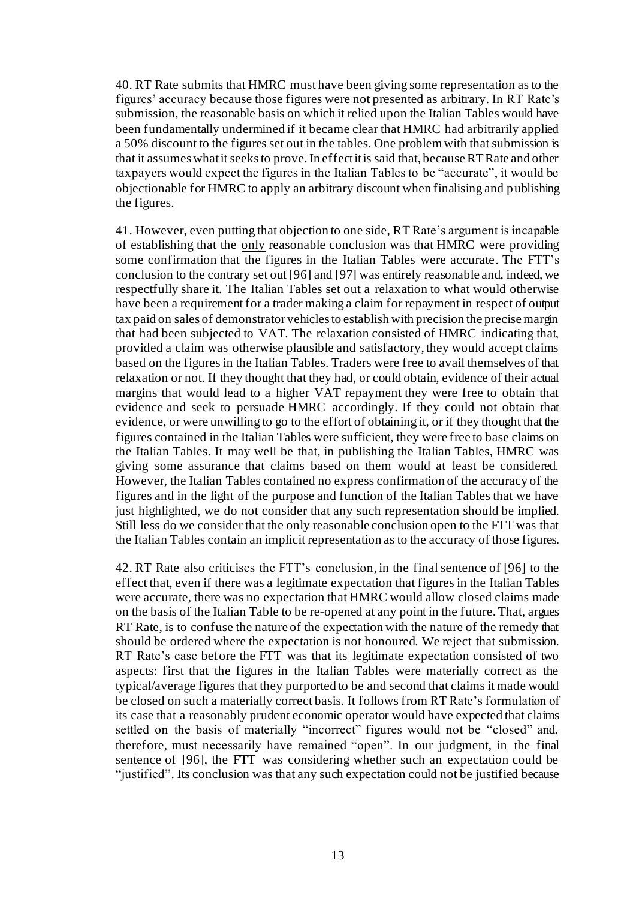40. RT Rate submits that HMRC must have been giving some representation as to the figures' accuracy because those figures were not presented as arbitrary. In RT Rate's submission, the reasonable basis on which it relied upon the Italian Tables would have been fundamentally undermined if it became clear that HMRC had arbitrarily applied a 50% discount to the figures set out in the tables. One problem with that submission is that it assumes what it seeks to prove. In effect it is said that, because RT Rate and other taxpayers would expect the figures in the Italian Tables to be "accurate", it would be objectionable for HMRC to apply an arbitrary discount when finalising and publishing the figures.

41. However, even putting that objection to one side, RT Rate's argument is incapable of establishing that the only reasonable conclusion was that HMRC were providing some confirmation that the figures in the Italian Tables were accurate. The FTT's conclusion to the contrary set out [96] and [97] was entirely reasonable and, indeed, we respectfully share it. The Italian Tables set out a relaxation to what would otherwise have been a requirement for a trader making a claim for repayment in respect of output tax paid on sales of demonstrator vehicles to establish with precision the precise margin that had been subjected to VAT. The relaxation consisted of HMRC indicating that, provided a claim was otherwise plausible and satisfactory, they would accept claims based on the figures in the Italian Tables. Traders were free to avail themselves of that relaxation or not. If they thought that they had, or could obtain, evidence of their actual margins that would lead to a higher VAT repayment they were free to obtain that evidence and seek to persuade HMRC accordingly. If they could not obtain that evidence, or were unwilling to go to the effort of obtaining it, or if they thought that the figures contained in the Italian Tables were sufficient, they were free to base claims on the Italian Tables. It may well be that, in publishing the Italian Tables, HMRC was giving some assurance that claims based on them would at least be considered. However, the Italian Tables contained no express confirmation of the accuracy of the figures and in the light of the purpose and function of the Italian Tables that we have just highlighted, we do not consider that any such representation should be implied. Still less do we consider that the only reasonable conclusion open to the FTT was that the Italian Tables contain an implicit representation as to the accuracy of those figures.

42. RT Rate also criticises the FTT's conclusion, in the final sentence of [96] to the effect that, even if there was a legitimate expectation that figures in the Italian Tables were accurate, there was no expectation that HMRC would allow closed claims made on the basis of the Italian Table to be re-opened at any point in the future. That, argues RT Rate, is to confuse the nature of the expectation with the nature of the remedy that should be ordered where the expectation is not honoured. We reject that submission. RT Rate's case before the FTT was that its legitimate expectation consisted of two aspects: first that the figures in the Italian Tables were materially correct as the typical/average figures that they purported to be and second that claims it made would be closed on such a materially correct basis. It follows from RT Rate's formulation of its case that a reasonably prudent economic operator would have expected that claims settled on the basis of materially "incorrect" figures would not be "closed" and, therefore, must necessarily have remained "open". In our judgment, in the final sentence of [96], the FTT was considering whether such an expectation could be "justified". Its conclusion was that any such expectation could not be justified because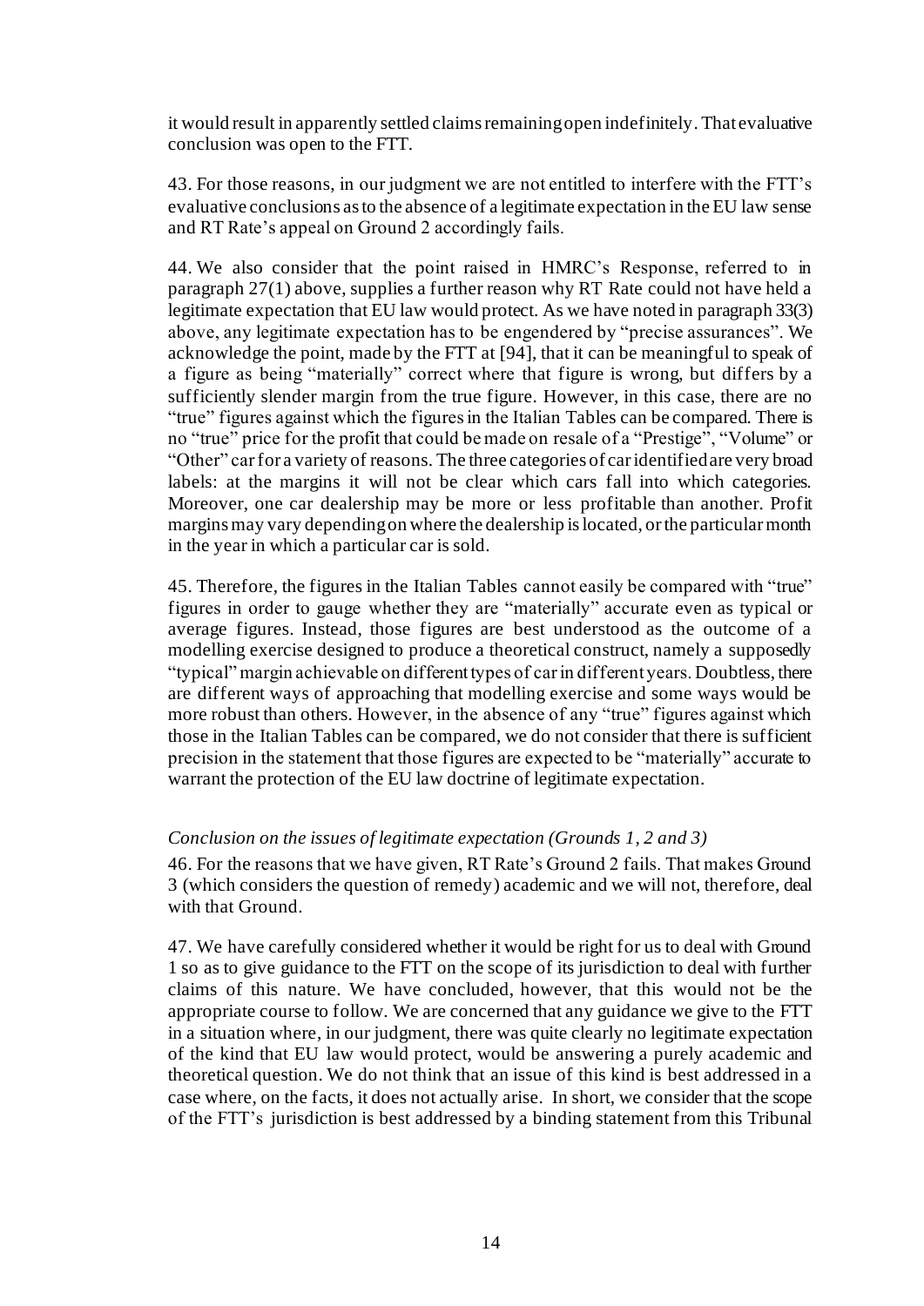it would result in apparently settled claims remaining open indefinitely. That evaluative conclusion was open to the FTT.

43. For those reasons, in our judgment we are not entitled to interfere with the FTT's evaluative conclusions as to the absence of a legitimate expectation in the EU law sense and RT Rate's appeal on Ground 2 accordingly fails.

44. We also consider that the point raised in HMRC's Response, referred to in paragraph 27(1) above, supplies a further reason why RT Rate could not have held a legitimate expectation that EU law would protect. As we have noted in paragraph 33(3) above, any legitimate expectation has to be engendered by "precise assurances". We acknowledge the point, made by the FTT at [94], that it can be meaningful to speak of a figure as being "materially" correct where that figure is wrong, but differs by a sufficiently slender margin from the true figure. However, in this case, there are no "true" figures against which the figures in the Italian Tables can be compared. There is no "true" price for the profit that could be made on resale of a "Prestige", "Volume" or "Other" car for a variety of reasons. The three categories of car identified are very broad labels: at the margins it will not be clear which cars fall into which categories. Moreover, one car dealership may be more or less profitable than another. Profit margins may vary depending on where the dealership is located, or the particular month in the year in which a particular car is sold.

45. Therefore, the figures in the Italian Tables cannot easily be compared with "true" figures in order to gauge whether they are "materially" accurate even as typical or average figures. Instead, those figures are best understood as the outcome of a modelling exercise designed to produce a theoretical construct, namely a supposedly "typical" margin achievable on different types of car in different years. Doubtless, there are different ways of approaching that modelling exercise and some ways would be more robust than others. However, in the absence of any "true" figures against which those in the Italian Tables can be compared, we do not consider that there is sufficient precision in the statement that those figures are expected to be "materially" accurate to warrant the protection of the EU law doctrine of legitimate expectation.

*Conclusion on the issues of legitimate expectation (Grounds 1, 2 and 3)*

46. For the reasons that we have given, RT Rate's Ground 2 fails. That makes Ground 3 (which considers the question of remedy) academic and we will not, therefore, deal with that Ground.

47. We have carefully considered whether it would be right for us to deal with Ground 1 so as to give guidance to the FTT on the scope of its jurisdiction to deal with further claims of this nature. We have concluded, however, that this would not be the appropriate course to follow. We are concerned that any guidance we give to the FTT in a situation where, in our judgment, there was quite clearly no legitimate expectation of the kind that EU law would protect, would be answering a purely academic and theoretical question. We do not think that an issue of this kind is best addressed in a case where, on the facts, it does not actually arise. In short, we consider that the scope of the FTT's jurisdiction is best addressed by a binding statement from this Tribunal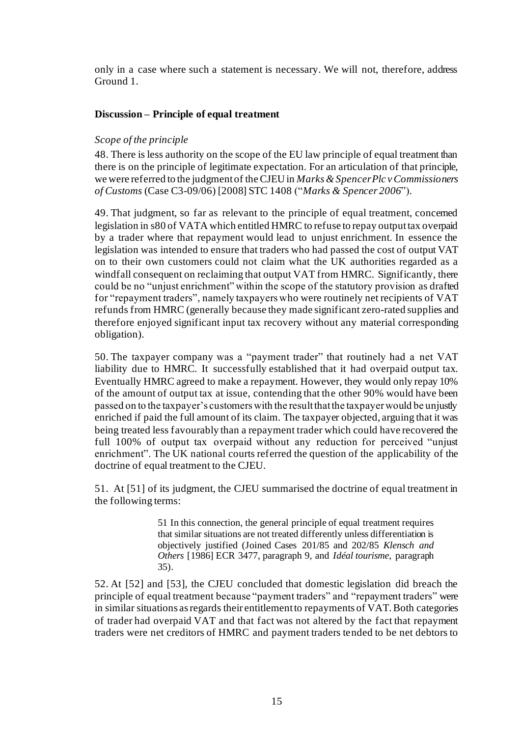only in a case where such a statement is necessary. We will not, therefore, address Ground 1.

## Discussion – Principle of equal treatment

### *Scope of the principle*

48. There is less authority on the scope of the EU law principle of equal treatment than there is on the principle of legitimate expectation. For an articulation of that principle, we were referred to the judgment of the CJEU in *Marks & Spencer Plc v Commissioners of Customs* (Case C3-09/06) [2008] STC 1408 ("*Marks & Spencer 2006*").

49. That judgment, so far as relevant to the principle of equal treatment, concerned legislation in s80 of VATA which entitled HMRC to refuse to repay output tax overpaid by a trader where that repayment would lead to unjust enrichment. In essence the legislation was intended to ensure that traders who had passed the cost of output VAT on to their own customers could not claim what the UK authorities regarded as a windfall consequent on reclaiming that output VAT from HMRC. Significantly, there could be no "unjust enrichment" within the scope of the statutory provision as drafted for "repayment traders", namely taxpayers who were routinely net recipients of VAT refunds from HMRC (generally because they made significant zero-rated supplies and therefore enjoyed significant input tax recovery without any material corresponding obligation).

50. The taxpayer company was a "payment trader" that routinely had a net VAT liability due to HMRC. It successfully established that it had overpaid output tax. Eventually HMRC agreed to make a repayment. However, they would only repay 10% of the amount of output tax at issue, contending that the other 90% would have been passed on to the taxpayer's customers with the result that the taxpayer would be unjustly enriched if paid the full amount of its claim. The taxpayer objected, arguing that it was being treated less favourably than a repayment trader which could have recovered the full 100% of output tax overpaid without any reduction for perceived "unjust enrichment". The UK national courts referred the question of the applicability of the doctrine of equal treatment to the CJEU.

51. At [51] of its judgment, the CJEU summarised the doctrine of equal treatment in the following terms:

> 51 In this connection, the general principle of equal treatment requires that similar situations are not treated differently unless differentiation is objectively justified (Joined Cases 201/85 and 202/85 *Klensch and Others* [1986] ECR 3477, paragraph 9, and *Idéal tourisme*, paragraph 35).

52. At [52] and [53], the CJEU concluded that domestic legislation did breach the principle of equal treatment because "payment traders" and "repayment traders" were in similar situations as regards their entitlement to repayments of VAT. Both categories of trader had overpaid VAT and that fact was not altered by the fact that repayment traders were net creditors of HMRC and payment traders tended to be net debtors to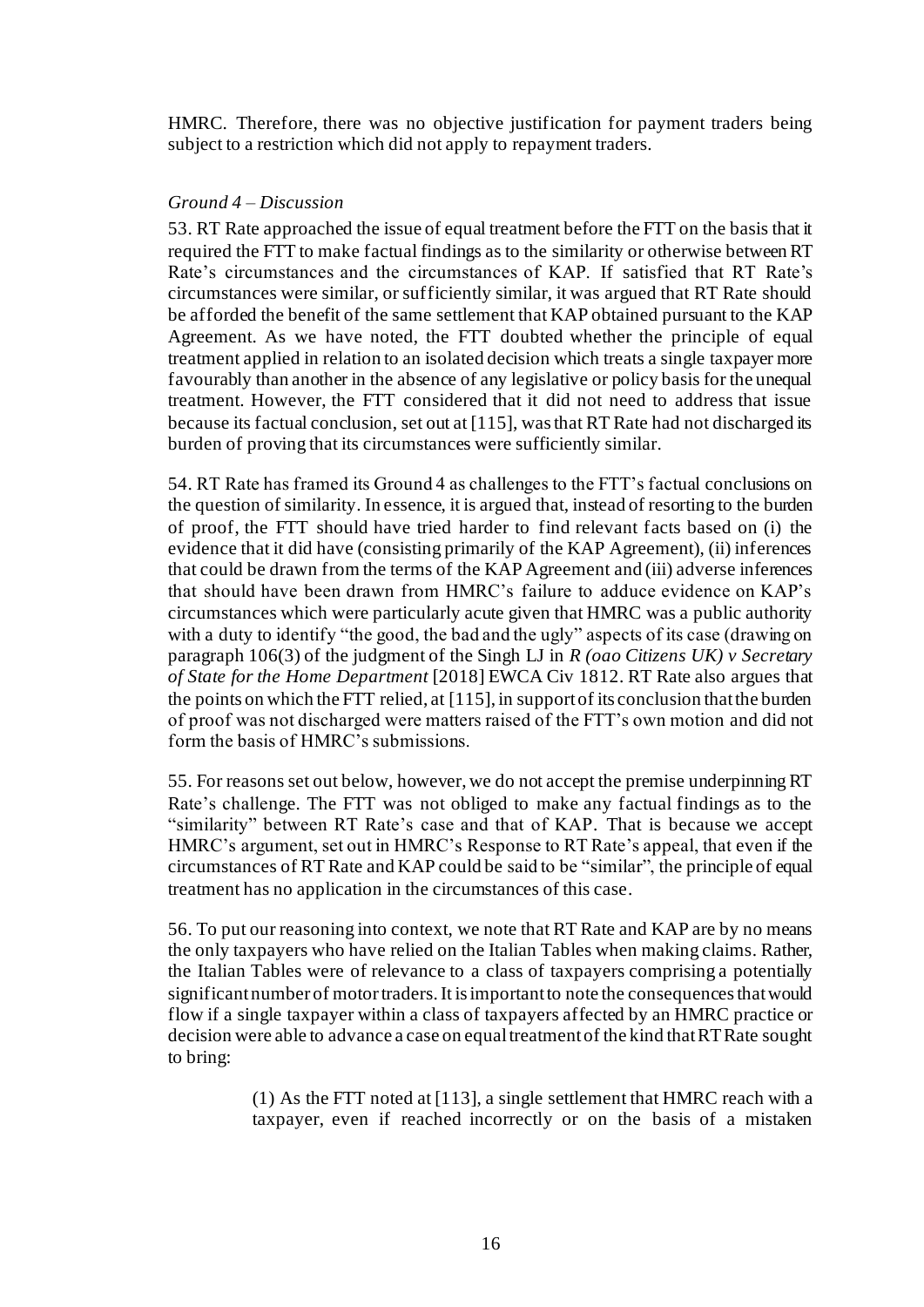HMRC. Therefore, there was no objective justification for payment traders being subject to a restriction which did not apply to repayment traders.

*Ground 4 – Discussion*

53. RT Rate approached the issue of equal treatment before the FTT on the basis that it required the FTT to make factual findings as to the similarity or otherwise between RT Rate's circumstances and the circumstances of KAP. If satisfied that RT Rate's circumstances were similar, or sufficiently similar, it was argued that RT Rate should be afforded the benefit of the same settlement that KAP obtained pursuant to the KAP Agreement. As we have noted, the FTT doubted whether the principle of equal treatment applied in relation to an isolated decision which treats a single taxpayer more favourably than another in the absence of any legislative or policy basis for the unequal treatment. However, the FTT considered that it did not need to address that issue because its factual conclusion, set out at [115], was that RT Rate had not discharged its burden of proving that its circumstances were sufficiently similar.

54. RT Rate has framed its Ground 4 as challenges to the FTT's factual conclusions on the question of similarity. In essence, it is argued that, instead of resorting to the burden of proof, the FTT should have tried harder to find relevant facts based on (i) the evidence that it did have (consisting primarily of the KAP Agreement), (ii) inferences that could be drawn from the terms of the KAP Agreement and (iii) adverse inferences that should have been drawn from HMRC's failure to adduce evidence on KAP's circumstances which were particularly acute given that HMRC was a public authority with a duty to identify "the good, the bad and the ugly" aspects of its case (drawing on paragraph 106(3) of the judgment of the Singh LJ in *R (oao Citizens UK) v Secretary of State for the Home Department* [2018] EWCA Civ 1812. RT Rate also argues that the points on which the FTT relied, at [115], in support of its conclusion that the burden of proof was not discharged were matters raised of the FTT's own motion and did not form the basis of HMRC's submissions.

55. For reasons set out below, however, we do not accept the premise underpinning RT Rate's challenge. The FTT was not obliged to make any factual findings as to the "similarity" between RT Rate's case and that of KAP. That is because we accept HMRC's argument, set out in HMRC's Response to RT Rate's appeal, that even if the circumstances of RT Rate and KAP could be said to be "similar", the principle of equal treatment has no application in the circumstances of this case.

56. To put our reasoning into context, we note that RT Rate and KAP are by no means the only taxpayers who have relied on the Italian Tables when making claims. Rather, the Italian Tables were of relevance to a class of taxpayers comprising a potentially significant number of motor traders. It is important to note the consequences that would flow if a single taxpayer within a class of taxpayers affected by an HMRC practice or decision were able to advance a case on equal treatment of the kind that RT Rate sought to bring:

> (1) As the FTT noted at [113], a single settlement that HMRC reach with a taxpayer, even if reached incorrectly or on the basis of a mistaken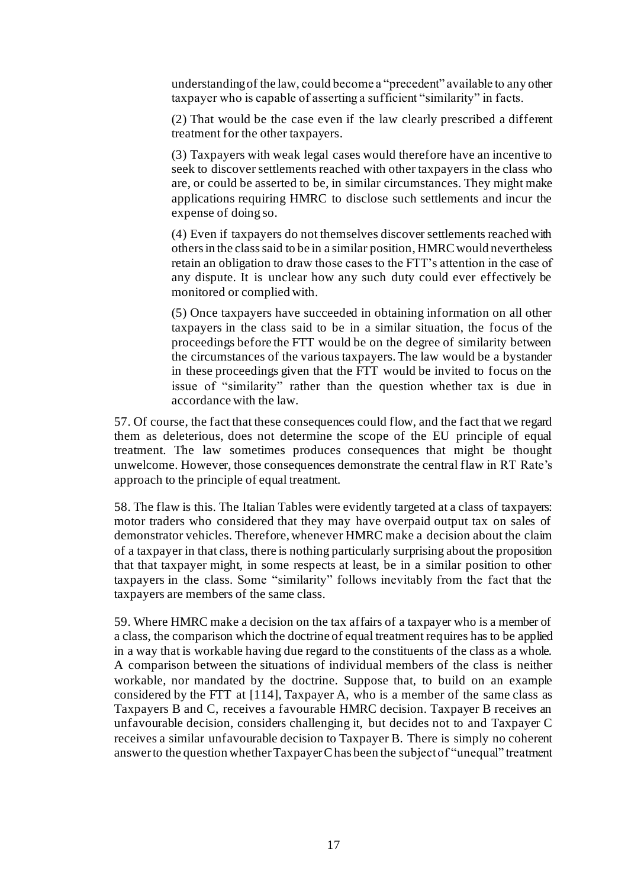understanding of the law, could become a "precedent" available to any other taxpayer who is capable of asserting a sufficient "similarity" in facts.

(2) That would be the case even if the law clearly prescribed a different treatment for the other taxpayers.

(3) Taxpayers with weak legal cases would therefore have an incentive to seek to discover settlements reached with other taxpayers in the class who are, or could be asserted to be, in similar circumstances. They might make applications requiring HMRC to disclose such settlements and incur the expense of doing so.

(4) Even if taxpayers do not themselves discover settlements reached with others in the class said to be in a similar position, HMRC would nevertheless retain an obligation to draw those cases to the FTT's attention in the case of any dispute. It is unclear how any such duty could ever effectively be monitored or complied with.

(5) Once taxpayers have succeeded in obtaining information on all other taxpayers in the class said to be in a similar situation, the focus of the proceedings before the FTT would be on the degree of similarity between the circumstances of the various taxpayers. The law would be a bystander in these proceedings given that the FTT would be invited to focus on the issue of "similarity" rather than the question whether tax is due in accordance with the law.

57. Of course, the fact that these consequences could flow, and the fact that we regard them as deleterious, does not determine the scope of the EU principle of equal treatment. The law sometimes produces consequences that might be thought unwelcome. However, those consequences demonstrate the central flaw in RT Rate's approach to the principle of equal treatment.

58. The flaw is this. The Italian Tables were evidently targeted at a class of taxpayers: motor traders who considered that they may have overpaid output tax on sales of demonstrator vehicles. Therefore, whenever HMRC make a decision about the claim of a taxpayer in that class, there is nothing particularly surprising about the proposition that that taxpayer might, in some respects at least, be in a similar position to other taxpayers in the class. Some "similarity" follows inevitably from the fact that the taxpayers are members of the same class.

59. Where HMRC make a decision on the tax affairs of a taxpayer who is a member of a class, the comparison which the doctrine of equal treatment requires has to be applied in a way that is workable having due regard to the constituents of the class as a whole. A comparison between the situations of individual members of the class is neither workable, nor mandated by the doctrine. Suppose that, to build on an example considered by the FTT at [114], Taxpayer A, who is a member of the same class as Taxpayers B and C, receives a favourable HMRC decision. Taxpayer B receives an unfavourable decision, considers challenging it, but decides not to and Taxpayer C receives a similar unfavourable decision to Taxpayer B. There is simply no coherent answer to the question whether Taxpayer C has been the subject of "unequal" treatment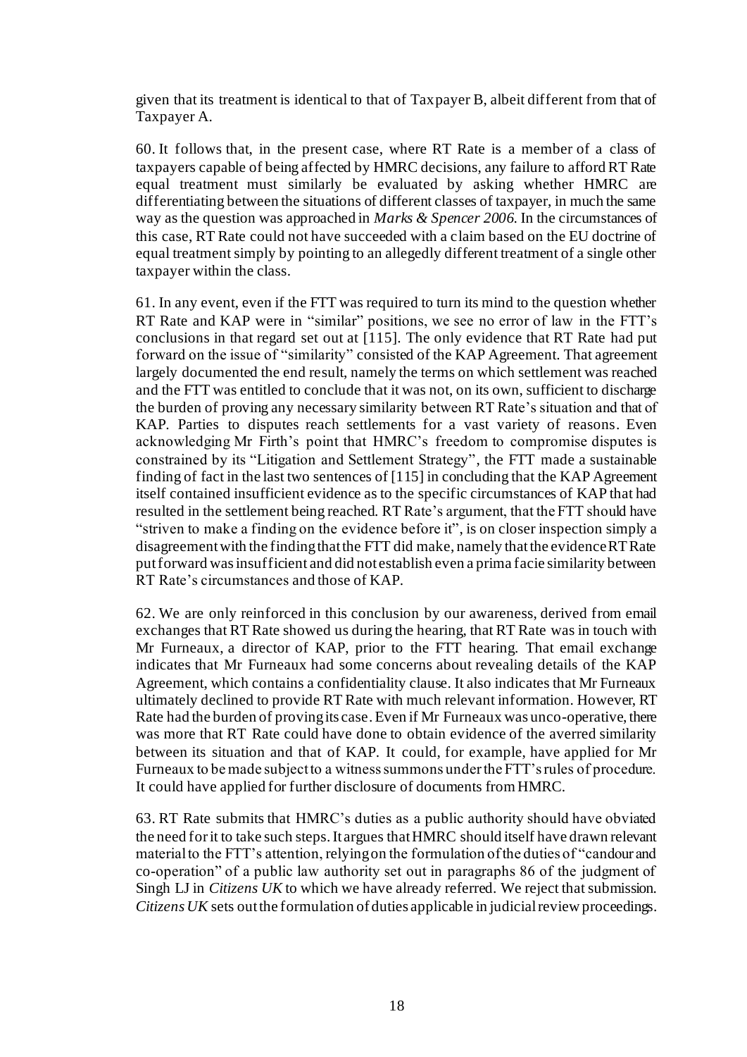given that its treatment is identical to that of Taxpayer B, albeit different from that of Taxpayer A.

60. It follows that, in the present case, where RT Rate is a member of a class of taxpayers capable of being affected by HMRC decisions, any failure to afford RT Rate equal treatment must similarly be evaluated by asking whether HMRC are differentiating between the situations of different classes of taxpayer, in much the same way as the question was approached in *Marks & Spencer 2006*. In the circumstances of this case, RT Rate could not have succeeded with a claim based on the EU doctrine of equal treatment simply by pointing to an allegedly different treatment of a single other taxpayer within the class.

61. In any event, even if the FTT was required to turn its mind to the question whether RT Rate and KAP were in "similar" positions, we see no error of law in the FTT's conclusions in that regard set out at [115]. The only evidence that RT Rate had put forward on the issue of "similarity" consisted of the KAP Agreement. That agreement largely documented the end result, namely the terms on which settlement was reached and the FTT was entitled to conclude that it was not, on its own, sufficient to discharge the burden of proving any necessary similarity between RT Rate's situation and that of KAP. Parties to disputes reach settlements for a vast variety of reasons. Even acknowledging Mr Firth's point that HMRC's freedom to compromise disputes is constrained by its "Litigation and Settlement Strategy", the FTT made a sustainable finding of fact in the last two sentences of [115] in concluding that the KAP Agreement itself contained insufficient evidence as to the specific circumstances of KAP that had resulted in the settlement being reached. RT Rate's argument, that the FTT should have "striven to make a finding on the evidence before it", is on closer inspection simply a disagreement with the finding that the FTT did make, namely that the evidence RT Rate put forward was insufficient and did not establish even a prima facie similarity between RT Rate's circumstances and those of KAP.

62. We are only reinforced in this conclusion by our awareness, derived from email exchanges that RT Rate showed us during the hearing, that RT Rate was in touch with Mr Furneaux, a director of KAP, prior to the FTT hearing. That email exchange indicates that Mr Furneaux had some concerns about revealing details of the KAP Agreement, which contains a confidentiality clause. It also indicates that Mr Furneaux ultimately declined to provide RT Rate with much relevant information. However, RT Rate had the burden of proving its case. Even if Mr Furneaux was unco-operative, there was more that RT Rate could have done to obtain evidence of the averred similarity between its situation and that of KAP. It could, for example, have applied for Mr Furneaux to be made subject to a witness summons under the FTT's rules of procedure. It could have applied for further disclosure of documents from HMRC.

63. RT Rate submits that HMRC's duties as a public authority should have obviated the need for it to take such steps. It argues that HMRC should itself have drawn relevant material to the FTT's attention, relying on the formulation of the duties of "candour and co-operation" of a public law authority set out in paragraphs 86 of the judgment of Singh LJ in *Citizens UK* to which we have already referred. We reject that submission. *Citizens UK* sets out the formulation of duties applicable in judicial review proceedings.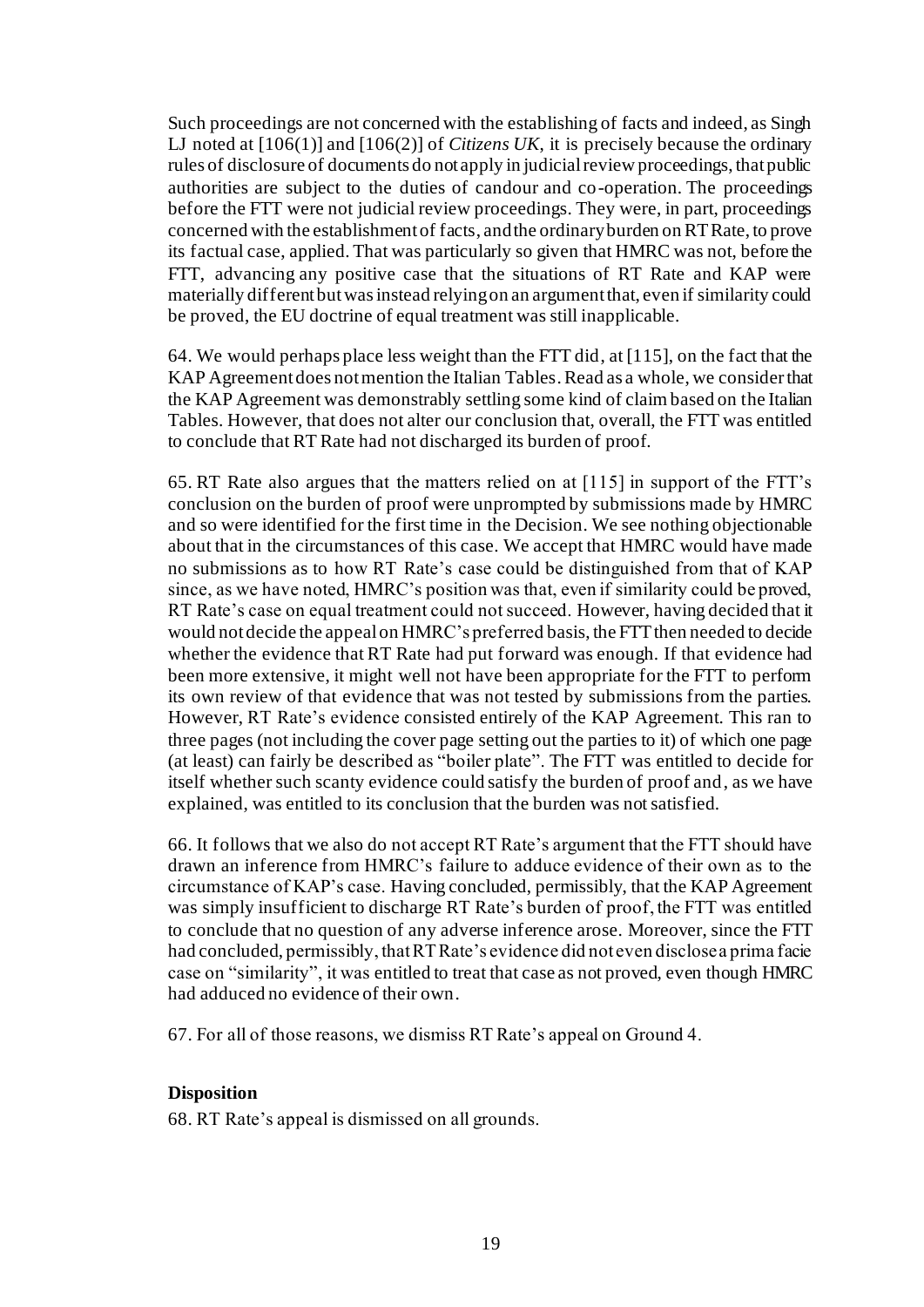Such proceedings are not concerned with the establishing of facts and indeed, as Singh LJ noted at [106(1)] and [106(2)] of *Citizens UK*, it is precisely because the ordinary rules of disclosure of documents do not apply in judicial review proceedings, that public authorities are subject to the duties of candour and co-operation. The proceedings before the FTT were not judicial review proceedings. They were, in part, proceedings concerned with the establishment of facts, and the ordinary burden on RT Rate, to prove its factual case, applied. That was particularly so given that HMRC was not, before the FTT, advancing any positive case that the situations of RT Rate and KAP were materially different but was instead relying on an argument that, even if similarity could be proved, the EU doctrine of equal treatment was still inapplicable.

64. We would perhaps place less weight than the FTT did, at [115], on the fact that the KAP Agreement does not mention the Italian Tables. Read as a whole, we consider that the KAP Agreement was demonstrably settling some kind of claim based on the Italian Tables. However, that does not alter our conclusion that, overall, the FTT was entitled to conclude that RT Rate had not discharged its burden of proof.

65. RT Rate also argues that the matters relied on at [115] in support of the FTT's conclusion on the burden of proof were unprompted by submissions made by HMRC and so were identified for the first time in the Decision. We see nothing objectionable about that in the circumstances of this case. We accept that HMRC would have made no submissions as to how RT Rate's case could be distinguished from that of KAP since, as we have noted, HMRC's position was that, even if similarity could be proved, RT Rate's case on equal treatment could not succeed. However, having decided that it would not decide the appeal on HMRC's preferred basis, the FTT then needed to decide whether the evidence that RT Rate had put forward was enough. If that evidence had been more extensive, it might well not have been appropriate for the FTT to perform its own review of that evidence that was not tested by submissions from the parties. However, RT Rate's evidence consisted entirely of the KAP Agreement. This ran to three pages (not including the cover page setting out the parties to it) of which one page (at least) can fairly be described as "boiler plate". The FTT was entitled to decide for itself whether such scanty evidence could satisfy the burden of proof and, as we have explained, was entitled to its conclusion that the burden was not satisfied.

66. It follows that we also do not accept RT Rate's argument that the FTT should have drawn an inference from HMRC's failure to adduce evidence of their own as to the circumstance of KAP's case. Having concluded, permissibly, that the KAP Agreement was simply insufficient to discharge RT Rate's burden of proof, the FTT was entitled to conclude that no question of any adverse inference arose. Moreover, since the FTT had concluded, permissibly, that RT Rate's evidence did not even disclose a prima facie case on "similarity", it was entitled to treat that case as not proved, even though HMRC had adduced no evidence of their own.

67. For all of those reasons, we dismiss RT Rate's appeal on Ground 4.

**Disposition**

68. RT Rate's appeal is dismissed on all grounds.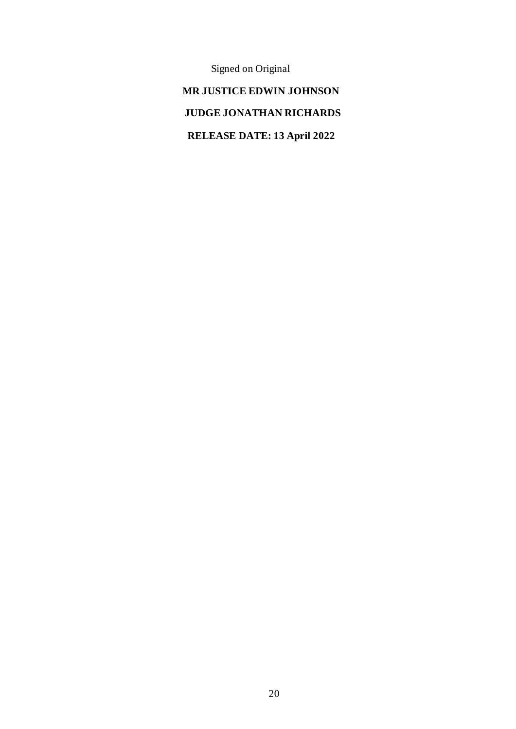Signed on Original

**MR JUSTICE EDWIN JOHNSON**

**JUDGE JONATHAN RICHARDS**

**RELEASE DATE: 13 April 2022**